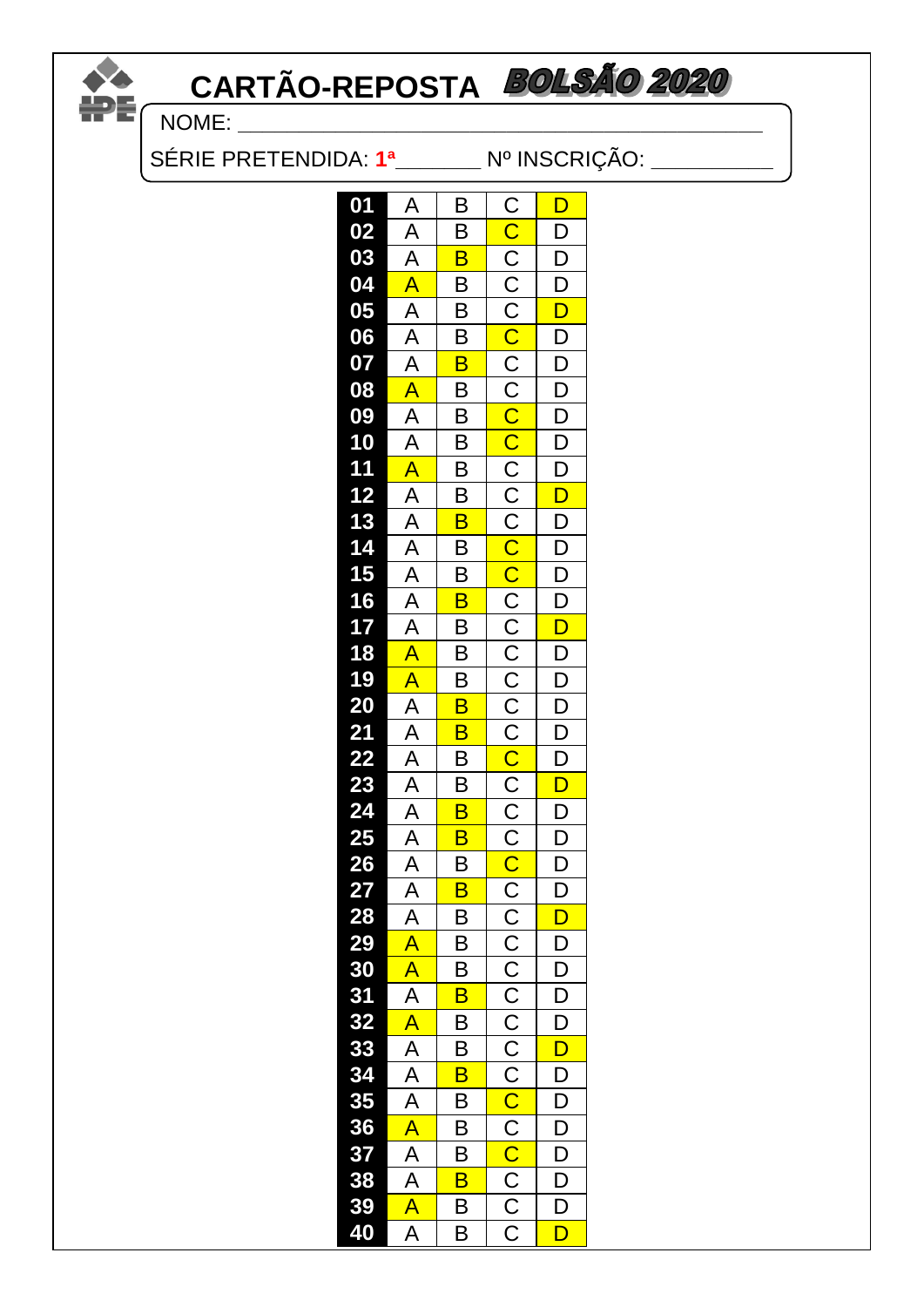# CARTÃO-REPOSTA BOLSÃO 2020

NOME: ___________________________________________

SÉRIE PRETENDIDA: **1ª**_______ Nº INSCRIÇÃO: __________

| Questão | A | B | C | D | Resposta |
|---|---|---|---|---|---|
| 01 | A | B | C | D | D |
| 02 | A | B | C | D | C |
| 03 | A | B | C | D | B |
| 04 | A | B | C | D | A |
| 05 | A | B | C | D | D |
| 06 | A | B | C | D | C |
| 07 | A | B | C | D | B |
| 08 | A | B | C | D | A |
| 09 | A | B | C | D | C |
| 10 | A | B | C | D | C |
| 11 | A | B | C | D | A |
| 12 | A | B | C | D | D |
| 13 | A | B | C | D | B |
| 14 | A | B | C | D | C |
| 15 | A | B | C | D | C |
| 16 | A | B | C | D | B |
| 17 | A | B | C | D | D |
| 18 | A | B | C | D | A |
| 19 | A | B | C | D | A |
| 20 | A | B | C | D | B |
| 21 | A | B | C | D | B |
| 22 | A | B | C | D | C |
| 23 | A | B | C | D | D |
| 24 | A | B | C | D | B |
| 25 | A | B | C | D | B |
| 26 | A | B | C | D | C |
| 27 | A | B | C | D | B |
| 28 | A | B | C | D | D |
| 29 | A | B | C | D | A |
| 30 | A | B | C | D | A |
| 31 | A | B | C | D | B |
| 32 | A | B | C | D | A |
| 33 | A | B | C | D | D |
| 34 | A | B | C | D | B |
| 35 | A | B | C | D | C |
| 36 | A | B | C | D | A |
| 37 | A | B | C | D | C |
| 38 | A | B | C | D | B |
| 39 | A | B | C | D | A |
| 40 | A | B | C | D | D |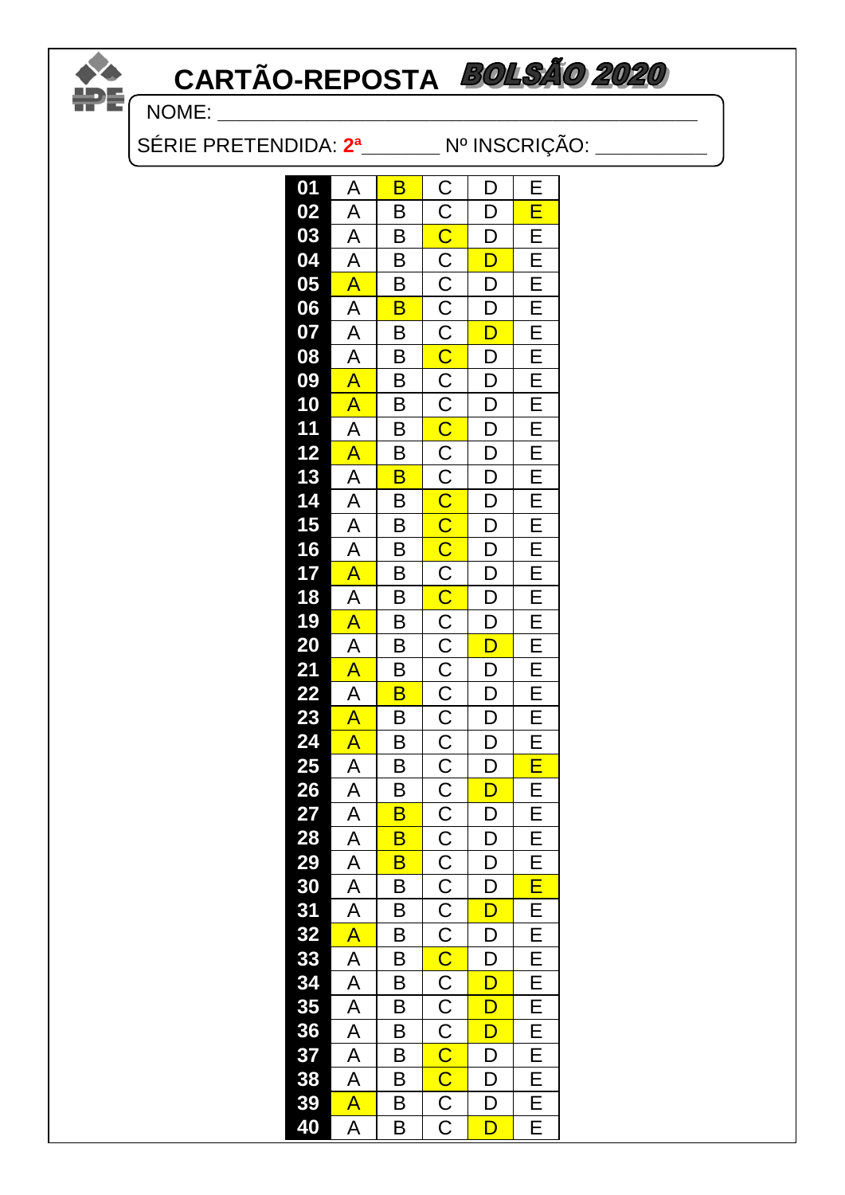# CARTÃO-REPOSTA BOLSÃO 2020

NOME: ____________________________________________

SÉRIE PRETENDIDA: 2ª_______ Nº INSCRIÇÃO: __________

| Questão | Resposta |
|---|---|
| 01 | B |
| 02 | E |
| 03 | C |
| 04 | D |
| 05 | A |
| 06 | B |
| 07 | D |
| 08 | C |
| 09 | A |
| 10 | A |
| 11 | C |
| 12 | A |
| 13 | B |
| 14 | C |
| 15 | C |
| 16 | C |
| 17 | A |
| 18 | C |
| 19 | A |
| 20 | D |
| 21 | A |
| 22 | B |
| 23 | A |
| 24 | A |
| 25 | E |
| 26 | D |
| 27 | B |
| 28 | B |
| 29 | B |
| 30 | E |
| 31 | D |
| 32 | A |
| 33 | C |
| 34 | D |
| 35 | D |
| 36 | D |
| 37 | C |
| 38 | C |
| 39 | A |
| 40 | D |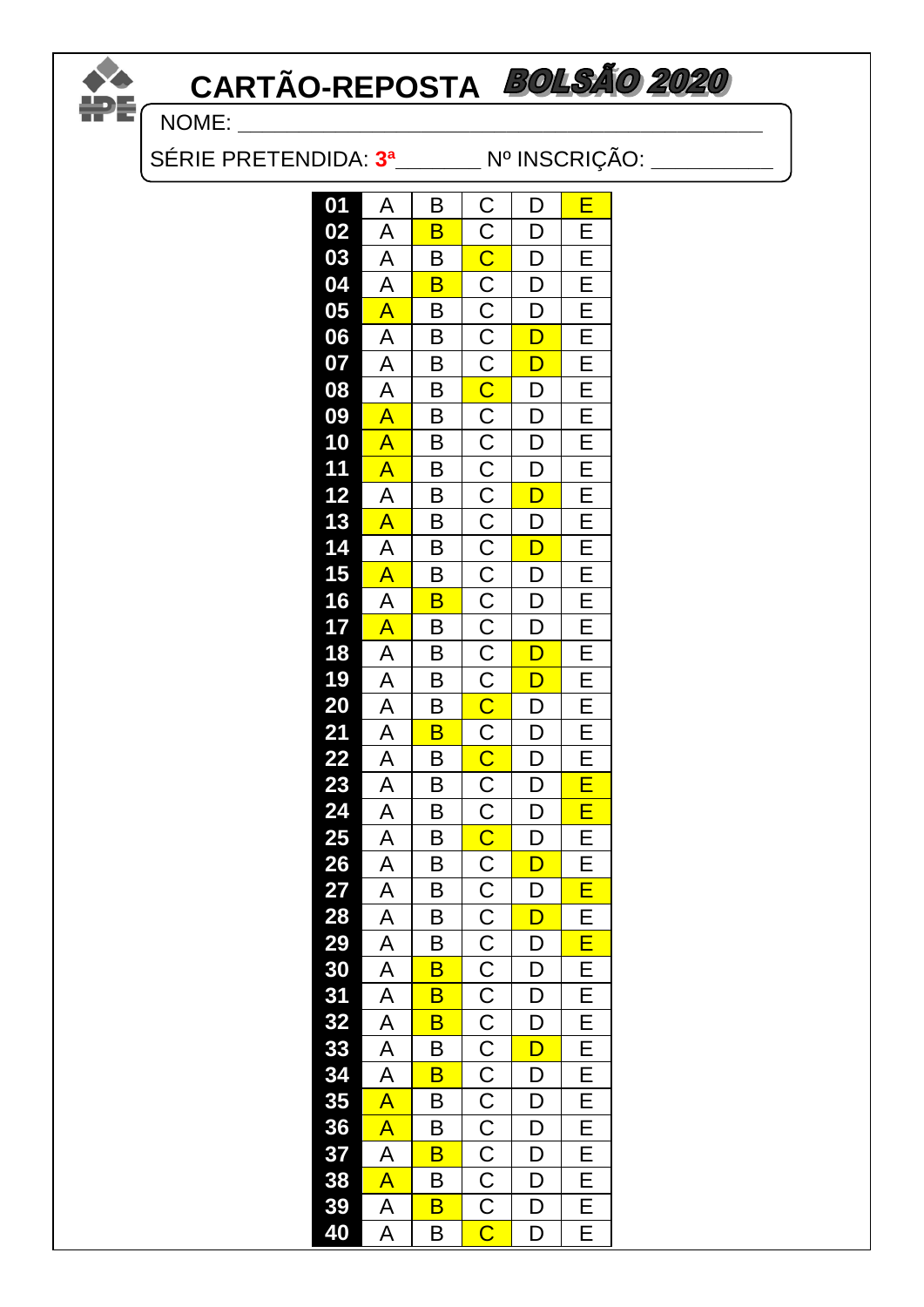# CARTÃO-REPOSTA BOLSÃO 2020

NOME: ____________________________________________

SÉRIE PRETENDIDA: **3ª**_______ Nº INSCRIÇÃO: __________

| Questão | Resposta |
|---|---|
| 01 | E |
| 02 | B |
| 03 | C |
| 04 | B |
| 05 | A |
| 06 | D |
| 07 | D |
| 08 | C |
| 09 | A |
| 10 | A |
| 11 | A |
| 12 | D |
| 13 | A |
| 14 | D |
| 15 | A |
| 16 | B |
| 17 | A |
| 18 | D |
| 19 | D |
| 20 | C |
| 21 | B |
| 22 | C |
| 23 | E |
| 24 | E |
| 25 | C |
| 26 | D |
| 27 | E |
| 28 | D |
| 29 | E |
| 30 | B |
| 31 | B |
| 32 | B |
| 33 | D |
| 34 | B |
| 35 | A |
| 36 | A |
| 37 | B |
| 38 | A |
| 39 | B |
| 40 | C |